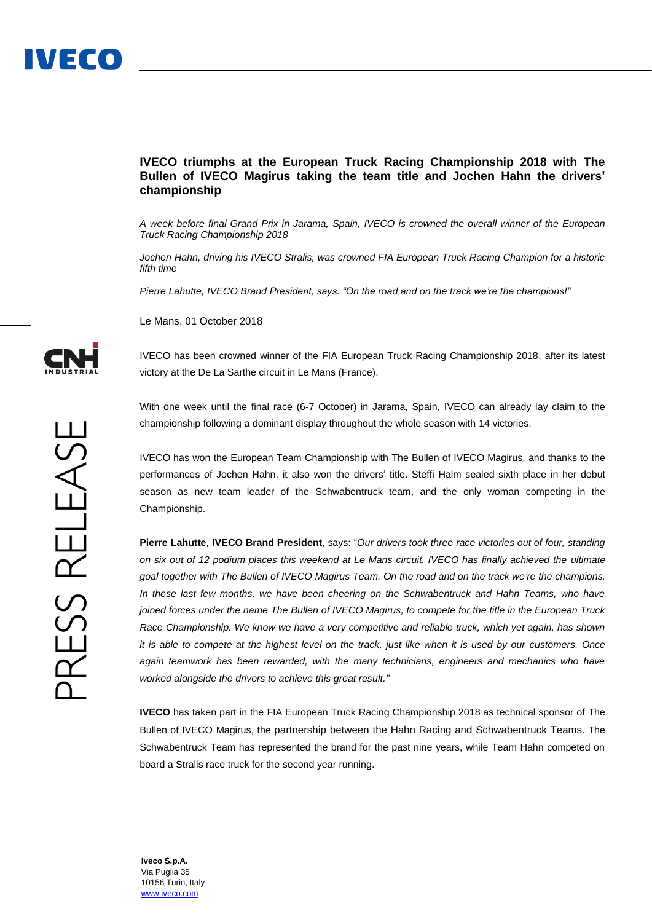# IVECO triumphs at the European Truck Racing Championship 2018 with The Bullen of IVECO Magirus taking the team title and Jochen Hahn the drivers' championship

*A week before final Grand Prix in Jarama, Spain, IVECO is crowned the overall winner of the European Truck Racing Championship 2018*

*Jochen Hahn, driving his IVECO Stralis, was crowned FIA European Truck Racing Champion for a historic fifth time*

*Pierre Lahutte, IVECO Brand President, says: "On the road and on the track we're the champions!"*

Le Mans, 01 October 2018

IVECO has been crowned winner of the FIA European Truck Racing Championship 2018, after its latest victory at the De La Sarthe circuit in Le Mans (France).

With one week until the final race (6-7 October) in Jarama, Spain, IVECO can already lay claim to the championship following a dominant display throughout the whole season with 14 victories.

IVECO has won the European Team Championship with The Bullen of IVECO Magirus, and thanks to the performances of Jochen Hahn, it also won the drivers' title. Steffi Halm sealed sixth place in her debut season as new team leader of the Schwabentruck team, and the only woman competing in the Championship.

**Pierre Lahutte**, **IVECO Brand President**, says: "*Our drivers took three race victories out of four, standing on six out of 12 podium places this weekend at Le Mans circuit. IVECO has finally achieved the ultimate goal together with The Bullen of IVECO Magirus Team. On the road and on the track we're the champions. In these last few months, we have been cheering on the Schwabentruck and Hahn Teams, who have joined forces under the name The Bullen of IVECO Magirus, to compete for the title in the European Truck Race Championship. We know we have a very competitive and reliable truck, which yet again, has shown it is able to compete at the highest level on the track, just like when it is used by our customers. Once again teamwork has been rewarded, with the many technicians, engineers and mechanics who have worked alongside the drivers to achieve this great result.*"

**IVECO** has taken part in the FIA European Truck Racing Championship 2018 as technical sponsor of The Bullen of IVECO Magirus, the partnership between the Hahn Racing and Schwabentruck Teams. The Schwabentruck Team has represented the brand for the past nine years, while Team Hahn competed on board a Stralis race truck for the second year running.

**Iveco S.p.A.**
Via Puglia 35
10156 Turin, Italy
www.iveco.com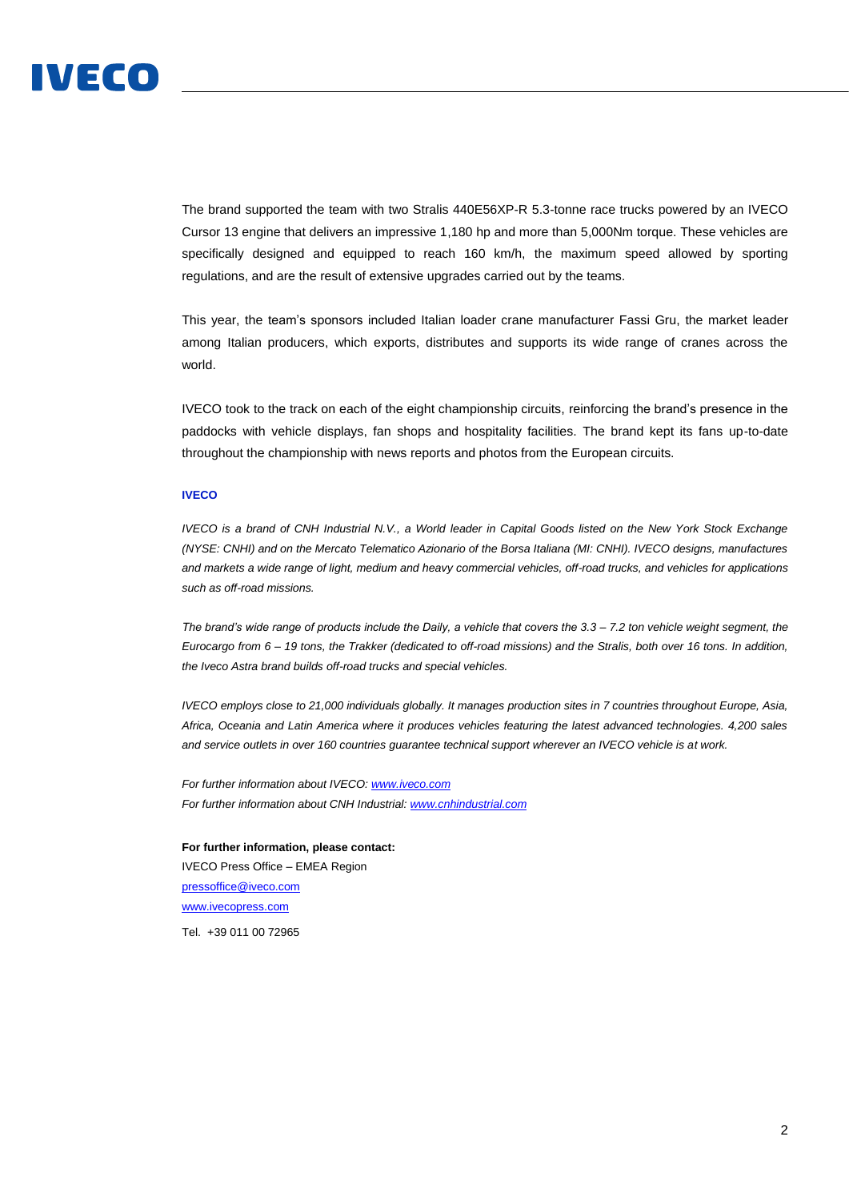The brand supported the team with two Stralis 440E56XP-R 5.3-tonne race trucks powered by an IVECO Cursor 13 engine that delivers an impressive 1,180 hp and more than 5,000Nm torque. These vehicles are specifically designed and equipped to reach 160 km/h, the maximum speed allowed by sporting regulations, and are the result of extensive upgrades carried out by the teams.

This year, the team's sponsors included Italian loader crane manufacturer Fassi Gru, the market leader among Italian producers, which exports, distributes and supports its wide range of cranes across the world.

IVECO took to the track on each of the eight championship circuits, reinforcing the brand's presence in the paddocks with vehicle displays, fan shops and hospitality facilities. The brand kept its fans up-to-date throughout the championship with news reports and photos from the European circuits.

**IVECO**

*IVECO is a brand of CNH Industrial N.V., a World leader in Capital Goods listed on the New York Stock Exchange (NYSE: CNHI) and on the Mercato Telematico Azionario of the Borsa Italiana (MI: CNHI). IVECO designs, manufactures and markets a wide range of light, medium and heavy commercial vehicles, off-road trucks, and vehicles for applications such as off-road missions.*

*The brand's wide range of products include the Daily, a vehicle that covers the 3.3 – 7.2 ton vehicle weight segment, the Eurocargo from 6 – 19 tons, the Trakker (dedicated to off-road missions) and the Stralis, both over 16 tons. In addition, the Iveco Astra brand builds off-road trucks and special vehicles.*

*IVECO employs close to 21,000 individuals globally. It manages production sites in 7 countries throughout Europe, Asia, Africa, Oceania and Latin America where it produces vehicles featuring the latest advanced technologies. 4,200 sales and service outlets in over 160 countries guarantee technical support wherever an IVECO vehicle is at work.*

*For further information about IVECO: [www.iveco.com](http://www.iveco.com)*
*For further information about CNH Industrial: [www.cnhindustrial.com](http://www.cnhindustrial.com)*

**For further information, please contact:**
IVECO Press Office – EMEA Region
[pressoffice@iveco.com](mailto:pressoffice@iveco.com)
[www.ivecopress.com](http://www.ivecopress.com)

Tel. +39 011 00 72965